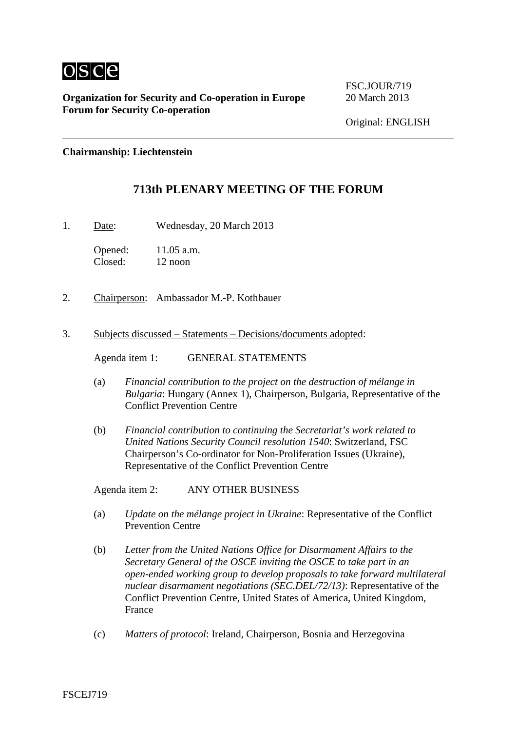**Organization for Security and Co-operation in Europe**
**Forum for Security Co-operation**

FSC.JOUR/719
20 March 2013

Original: ENGLISH

**Chairmanship: Liechtenstein**

# 713th PLENARY MEETING OF THE FORUM

1. Date: Wednesday, 20 March 2013

   Opened: 11.05 a.m.
   Closed: 12 noon

2. Chairperson: Ambassador M.-P. Kothbauer

3. Subjects discussed – Statements – Decisions/documents adopted:

   Agenda item 1: GENERAL STATEMENTS

   (a) *Financial contribution to the project on the destruction of mélange in Bulgaria*: Hungary (Annex 1), Chairperson, Bulgaria, Representative of the Conflict Prevention Centre

   (b) *Financial contribution to continuing the Secretariat's work related to United Nations Security Council resolution 1540*: Switzerland, FSC Chairperson's Co-ordinator for Non-Proliferation Issues (Ukraine), Representative of the Conflict Prevention Centre

   Agenda item 2: ANY OTHER BUSINESS

   (a) *Update on the mélange project in Ukraine*: Representative of the Conflict Prevention Centre

   (b) *Letter from the United Nations Office for Disarmament Affairs to the Secretary General of the OSCE inviting the OSCE to take part in an open-ended working group to develop proposals to take forward multilateral nuclear disarmament negotiations (SEC.DEL/72/13)*: Representative of the Conflict Prevention Centre, United States of America, United Kingdom, France

   (c) *Matters of protocol*: Ireland, Chairperson, Bosnia and Herzegovina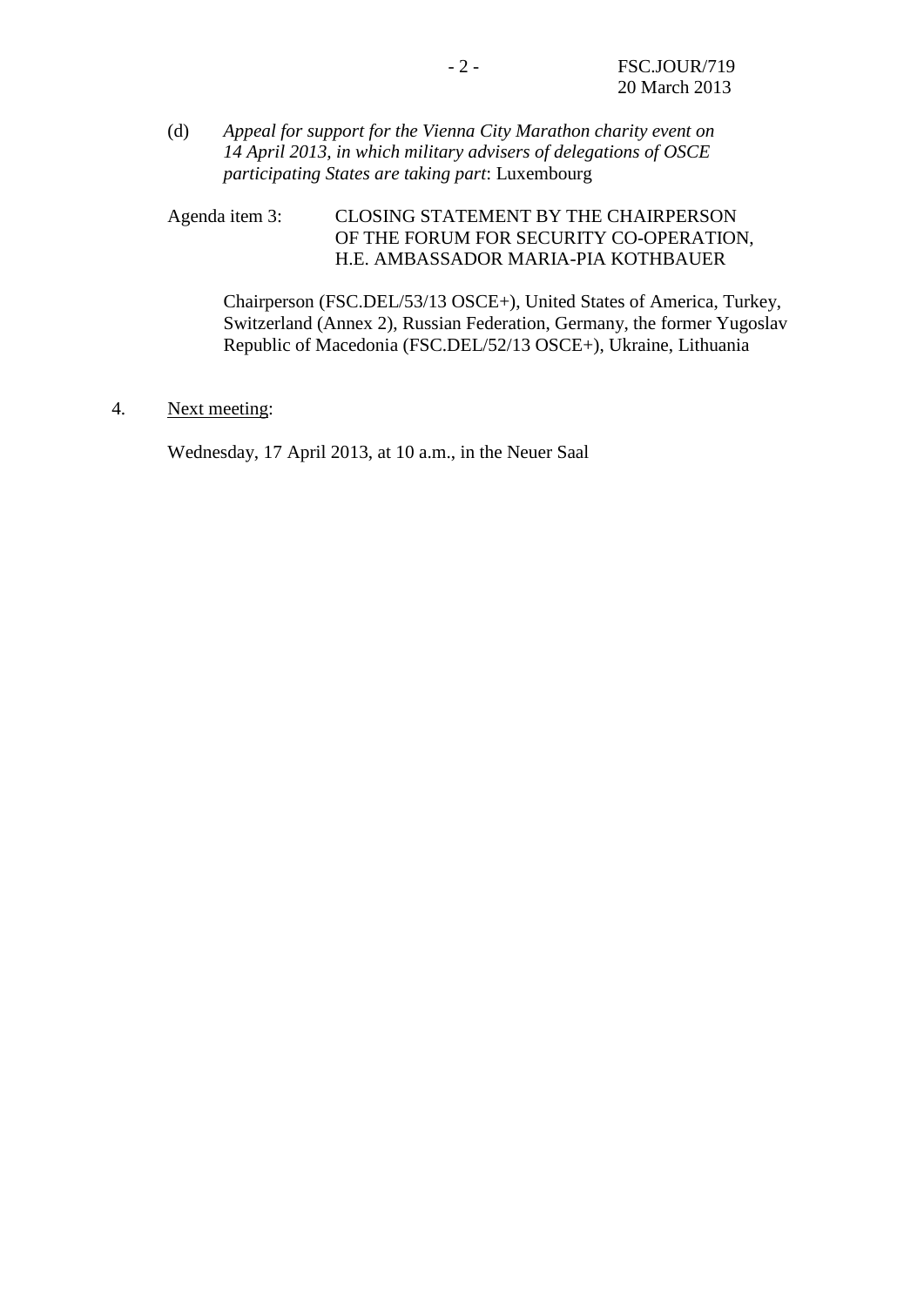(d) *Appeal for support for the Vienna City Marathon charity event on 14 April 2013, in which military advisers of delegations of OSCE participating States are taking part*: Luxembourg

Agenda item 3: CLOSING STATEMENT BY THE CHAIRPERSON OF THE FORUM FOR SECURITY CO-OPERATION, H.E. AMBASSADOR MARIA-PIA KOTHBAUER

Chairperson (FSC.DEL/53/13 OSCE+), United States of America, Turkey, Switzerland (Annex 2), Russian Federation, Germany, the former Yugoslav Republic of Macedonia (FSC.DEL/52/13 OSCE+), Ukraine, Lithuania

4. Next meeting:

Wednesday, 17 April 2013, at 10 a.m., in the Neuer Saal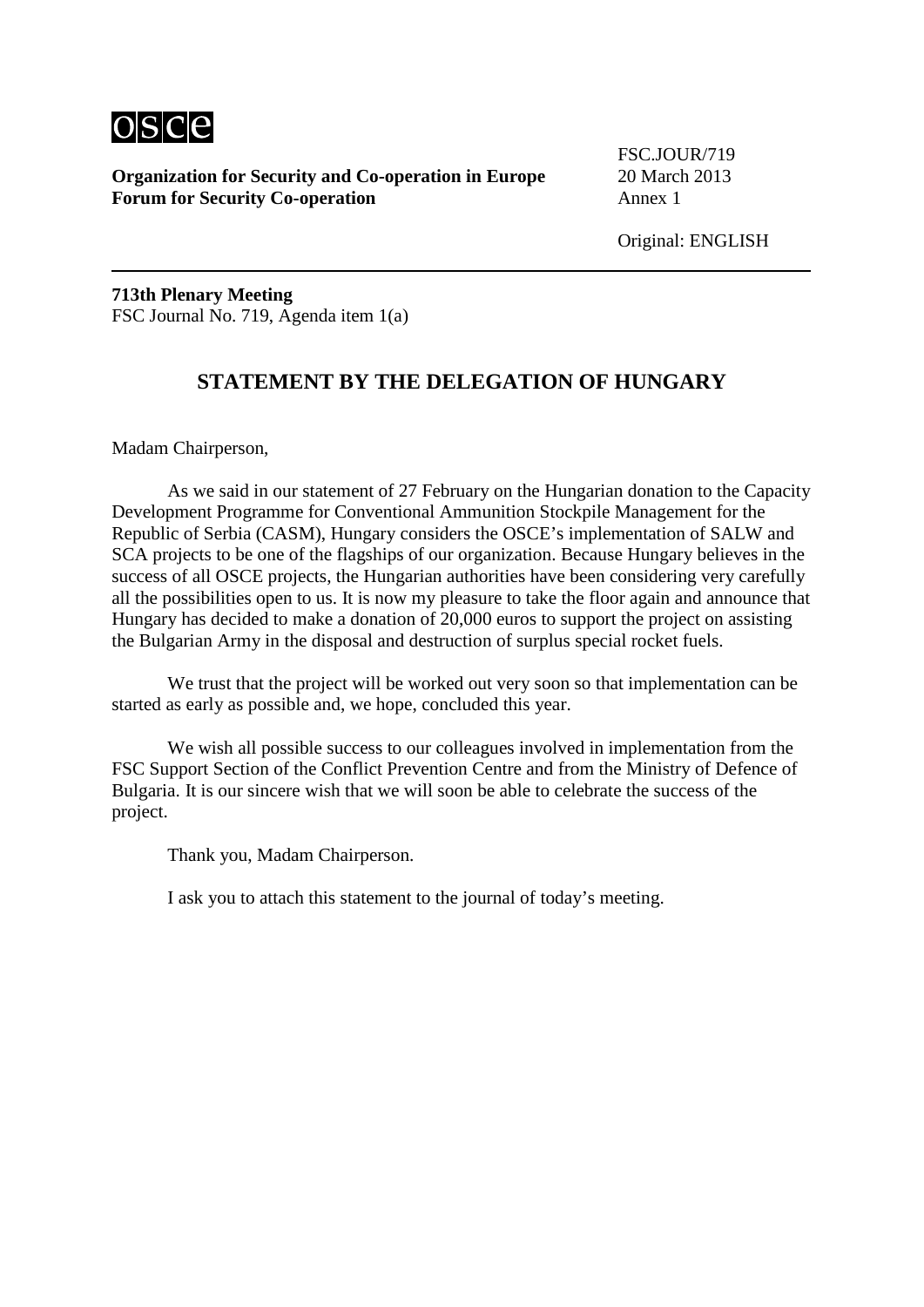**Organization for Security and Co-operation in Europe**
**Forum for Security Co-operation**

FSC.JOUR/719
20 March 2013
Annex 1

Original: ENGLISH

**713th Plenary Meeting**
FSC Journal No. 719, Agenda item 1(a)

## STATEMENT BY THE DELEGATION OF HUNGARY

Madam Chairperson,

As we said in our statement of 27 February on the Hungarian donation to the Capacity Development Programme for Conventional Ammunition Stockpile Management for the Republic of Serbia (CASM), Hungary considers the OSCE's implementation of SALW and SCA projects to be one of the flagships of our organization. Because Hungary believes in the success of all OSCE projects, the Hungarian authorities have been considering very carefully all the possibilities open to us. It is now my pleasure to take the floor again and announce that Hungary has decided to make a donation of 20,000 euros to support the project on assisting the Bulgarian Army in the disposal and destruction of surplus special rocket fuels.

We trust that the project will be worked out very soon so that implementation can be started as early as possible and, we hope, concluded this year.

We wish all possible success to our colleagues involved in implementation from the FSC Support Section of the Conflict Prevention Centre and from the Ministry of Defence of Bulgaria. It is our sincere wish that we will soon be able to celebrate the success of the project.

Thank you, Madam Chairperson.

I ask you to attach this statement to the journal of today's meeting.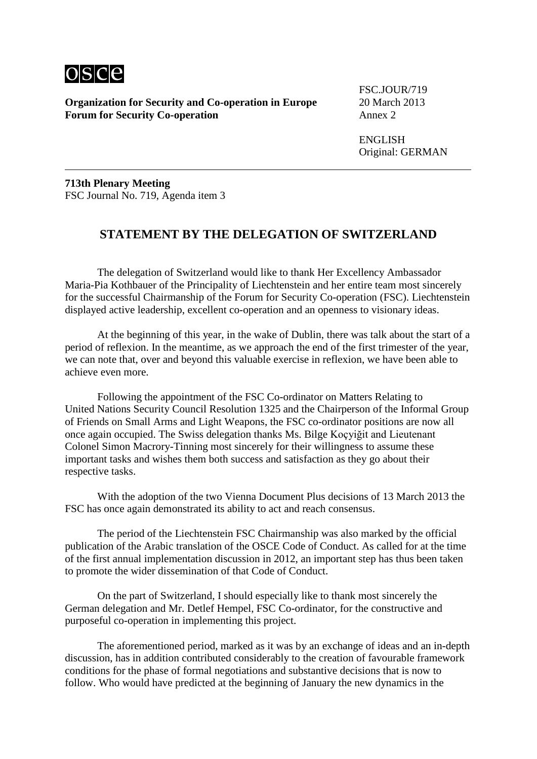Organization for Security and Co-operation in Europe
**Forum for Security Co-operation**

FSC.JOUR/719
20 March 2013
Annex 2

ENGLISH
Original: GERMAN

**713th Plenary Meeting**
FSC Journal No. 719, Agenda item 3

## STATEMENT BY THE DELEGATION OF SWITZERLAND

The delegation of Switzerland would like to thank Her Excellency Ambassador Maria-Pia Kothbauer of the Principality of Liechtenstein and her entire team most sincerely for the successful Chairmanship of the Forum for Security Co-operation (FSC). Liechtenstein displayed active leadership, excellent co-operation and an openness to visionary ideas.

At the beginning of this year, in the wake of Dublin, there was talk about the start of a period of reflexion. In the meantime, as we approach the end of the first trimester of the year, we can note that, over and beyond this valuable exercise in reflexion, we have been able to achieve even more.

Following the appointment of the FSC Co-ordinator on Matters Relating to United Nations Security Council Resolution 1325 and the Chairperson of the Informal Group of Friends on Small Arms and Light Weapons, the FSC co-ordinator positions are now all once again occupied. The Swiss delegation thanks Ms. Bilge Koçyiğit and Lieutenant Colonel Simon Macrory-Tinning most sincerely for their willingness to assume these important tasks and wishes them both success and satisfaction as they go about their respective tasks.

With the adoption of the two Vienna Document Plus decisions of 13 March 2013 the FSC has once again demonstrated its ability to act and reach consensus.

The period of the Liechtenstein FSC Chairmanship was also marked by the official publication of the Arabic translation of the OSCE Code of Conduct. As called for at the time of the first annual implementation discussion in 2012, an important step has thus been taken to promote the wider dissemination of that Code of Conduct.

On the part of Switzerland, I should especially like to thank most sincerely the German delegation and Mr. Detlef Hempel, FSC Co-ordinator, for the constructive and purposeful co-operation in implementing this project.

The aforementioned period, marked as it was by an exchange of ideas and an in-depth discussion, has in addition contributed considerably to the creation of favourable framework conditions for the phase of formal negotiations and substantive decisions that is now to follow. Who would have predicted at the beginning of January the new dynamics in the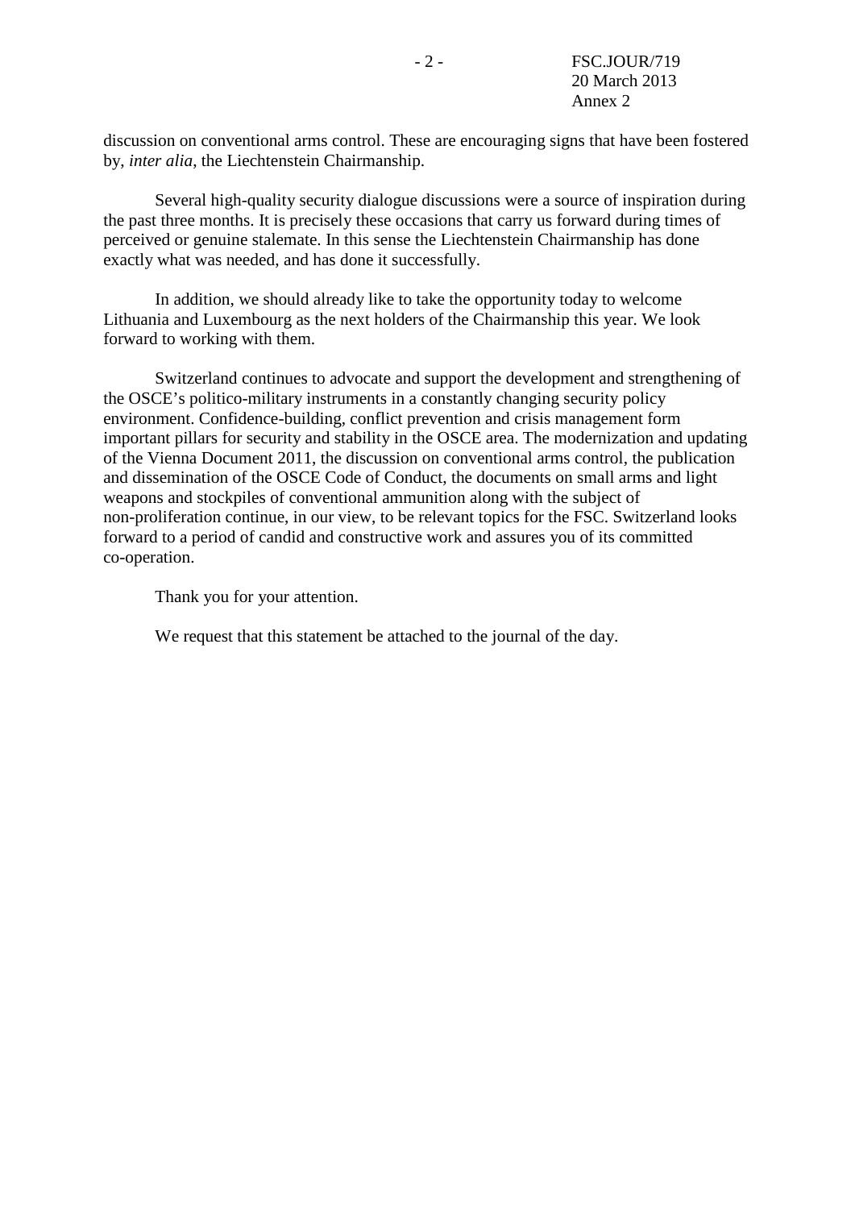discussion on conventional arms control. These are encouraging signs that have been fostered by, *inter alia*, the Liechtenstein Chairmanship.

Several high-quality security dialogue discussions were a source of inspiration during the past three months. It is precisely these occasions that carry us forward during times of perceived or genuine stalemate. In this sense the Liechtenstein Chairmanship has done exactly what was needed, and has done it successfully.

In addition, we should already like to take the opportunity today to welcome Lithuania and Luxembourg as the next holders of the Chairmanship this year. We look forward to working with them.

Switzerland continues to advocate and support the development and strengthening of the OSCE's politico-military instruments in a constantly changing security policy environment. Confidence-building, conflict prevention and crisis management form important pillars for security and stability in the OSCE area. The modernization and updating of the Vienna Document 2011, the discussion on conventional arms control, the publication and dissemination of the OSCE Code of Conduct, the documents on small arms and light weapons and stockpiles of conventional ammunition along with the subject of non-proliferation continue, in our view, to be relevant topics for the FSC. Switzerland looks forward to a period of candid and constructive work and assures you of its committed co-operation.

Thank you for your attention.

We request that this statement be attached to the journal of the day.